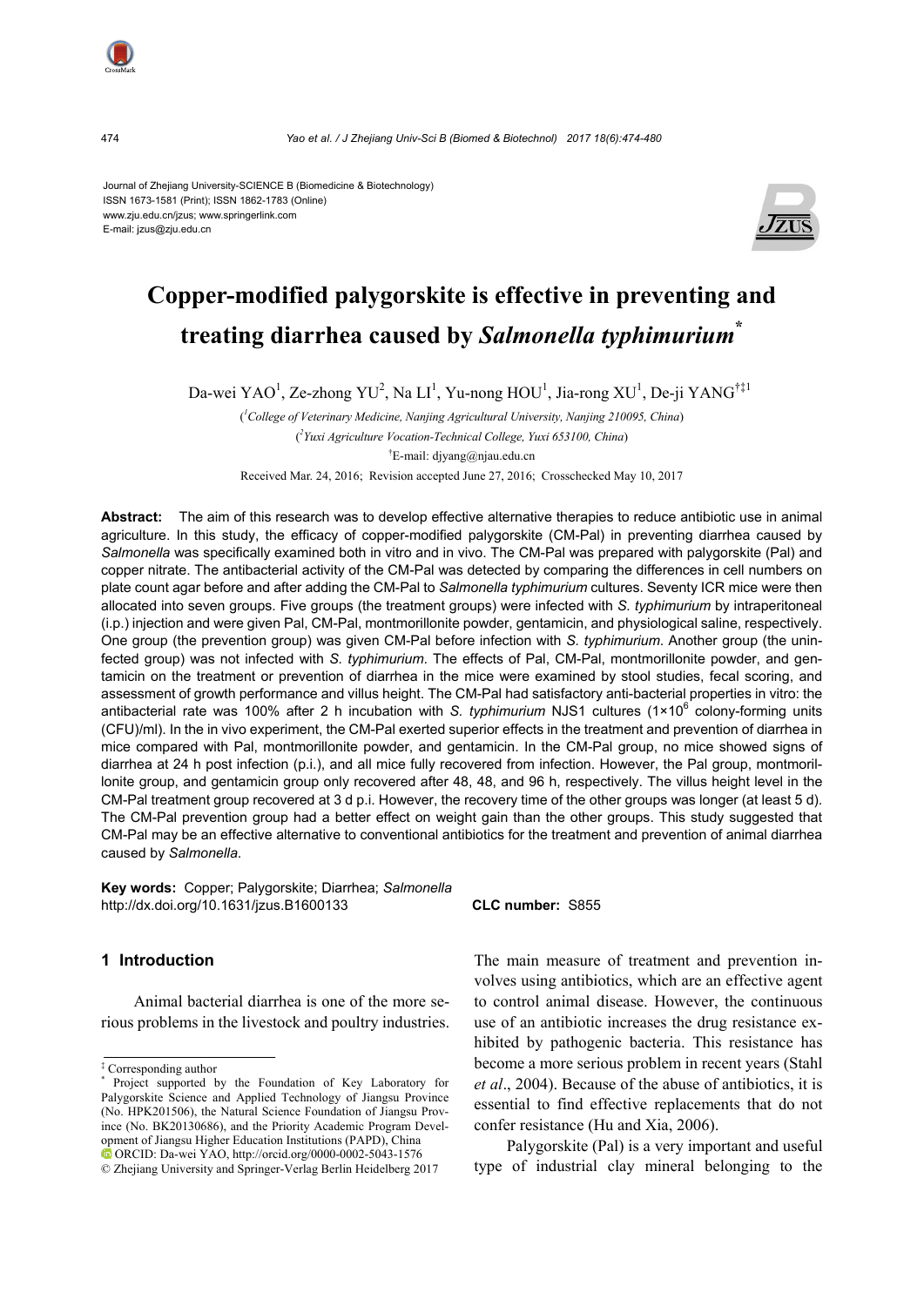Journal of Zhejiang University-SCIENCE B (Biomedicine & Biotechnology)
ISSN 1673-1581 (Print); ISSN 1862-1783 (Online)
www.zju.edu.cn/jzus; www.springerlink.com
E-mail: jzus@zju.edu.cn

# Copper-modified palygorskite is effective in preventing and treating diarrhea caused by *Salmonella typhimurium*\*

Da-wei YAO[1], Ze-zhong YU[2], Na LI[1], Yu-nong HOU[1], Jia-rong XU[1], De-ji YANG†‡1

([1]*College of Veterinary Medicine, Nanjing Agricultural University, Nanjing 210095, China*)

([2]*Yuxi Agriculture Vocation-Technical College, Yuxi 653100, China*)

†E-mail: djyang@njau.edu.cn

Received Mar. 24, 2016; Revision accepted June 27, 2016; Crosschecked May 10, 2017

**Abstract:** The aim of this research was to develop effective alternative therapies to reduce antibiotic use in animal agriculture. In this study, the efficacy of copper-modified palygorskite (CM-Pal) in preventing diarrhea caused by *Salmonella* was specifically examined both in vitro and in vivo. The CM-Pal was prepared with palygorskite (Pal) and copper nitrate. The antibacterial activity of the CM-Pal was detected by comparing the differences in cell numbers on plate count agar before and after adding the CM-Pal to *Salmonella typhimurium* cultures. Seventy ICR mice were then allocated into seven groups. Five groups (the treatment groups) were infected with *S. typhimurium* by intraperitoneal (i.p.) injection and were given Pal, CM-Pal, montmorillonite powder, gentamicin, and physiological saline, respectively. One group (the prevention group) was given CM-Pal before infection with *S. typhimurium*. Another group (the uninfected group) was not infected with *S. typhimurium*. The effects of Pal, CM-Pal, montmorillonite powder, and gentamicin on the treatment or prevention of diarrhea in the mice were examined by stool studies, fecal scoring, and assessment of growth performance and villus height. The CM-Pal had satisfactory anti-bacterial properties in vitro: the antibacterial rate was 100% after 2 h incubation with *S. typhimurium* NJS1 cultures ($1\times10^6$ colony-forming units (CFU)/ml). In the in vivo experiment, the CM-Pal exerted superior effects in the treatment and prevention of diarrhea in mice compared with Pal, montmorillonite powder, and gentamicin. In the CM-Pal group, no mice showed signs of diarrhea at 24 h post infection (p.i.), and all mice fully recovered from infection. However, the Pal group, montmorillonite group, and gentamicin group only recovered after 48, 48, and 96 h, respectively. The villus height level in the CM-Pal treatment group recovered at 3 d p.i. However, the recovery time of the other groups was longer (at least 5 d). The CM-Pal prevention group had a better effect on weight gain than the other groups. This study suggested that CM-Pal may be an effective alternative to conventional antibiotics for the treatment and prevention of animal diarrhea caused by *Salmonella*.

**Key words:** Copper; Palygorskite; Diarrhea; *Salmonella*
http://dx.doi.org/10.1631/jzus.B1600133 **CLC number:** S855

## 1 Introduction

Animal bacterial diarrhea is one of the more serious problems in the livestock and poultry industries. The main measure of treatment and prevention involves using antibiotics, which are an effective agent to control animal disease. However, the continuous use of an antibiotic increases the drug resistance exhibited by pathogenic bacteria. This resistance has become a more serious problem in recent years (Stahl *et al*., 2004). Because of the abuse of antibiotics, it is essential to find effective replacements that do not confer resistance (Hu and Xia, 2006).

Palygorskite (Pal) is a very important and useful type of industrial clay mineral belonging to the

‡ Corresponding author

\* Project supported by the Foundation of Key Laboratory for Palygorskite Science and Applied Technology of Jiangsu Province (No. HPK201506), the Natural Science Foundation of Jiangsu Province (No. BK20130686), and the Priority Academic Program Development of Jiangsu Higher Education Institutions (PAPD), China

ORCID: Da-wei YAO, http://orcid.org/0000-0002-5043-1576

© Zhejiang University and Springer-Verlag Berlin Heidelberg 2017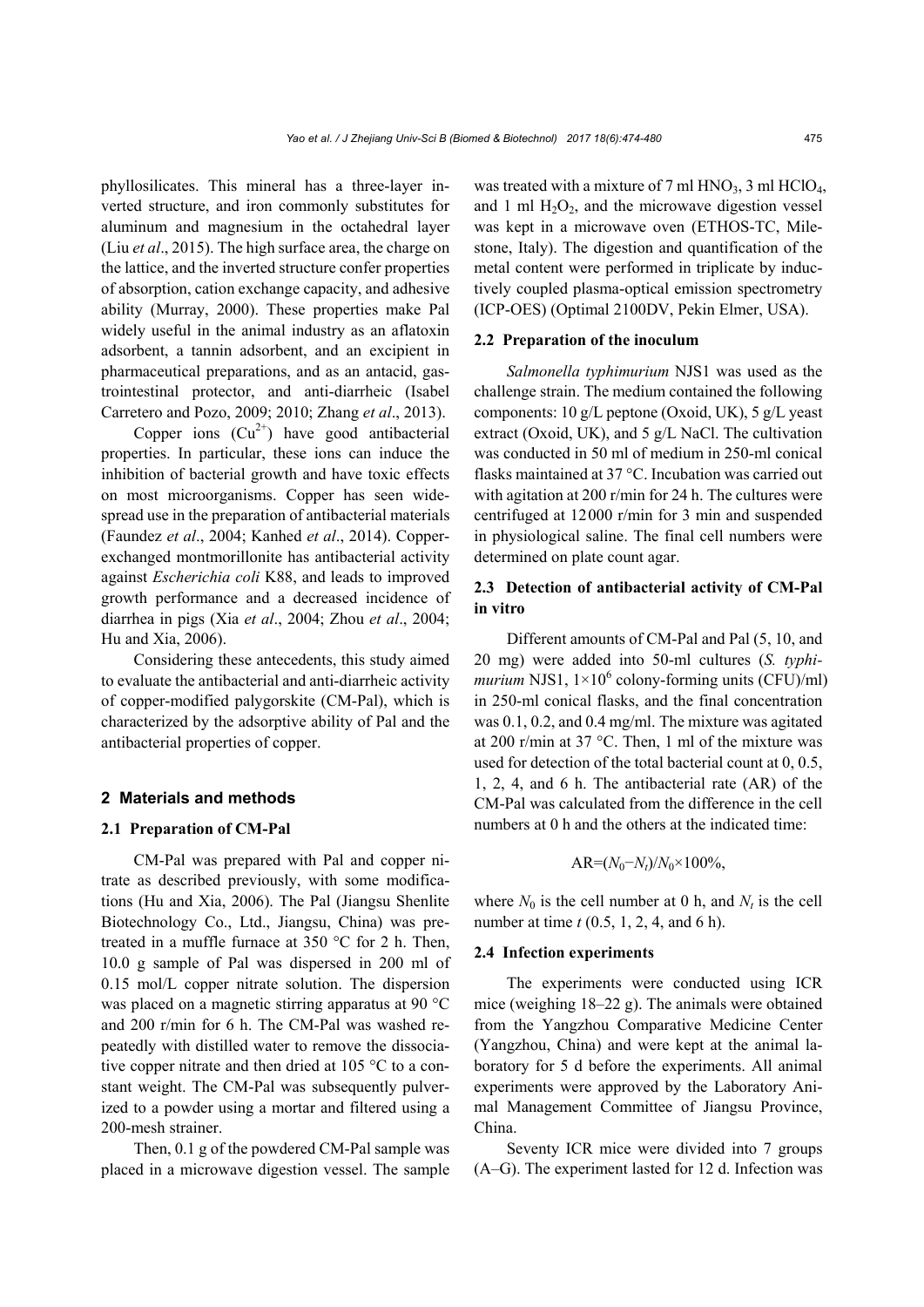phyllosilicates. This mineral has a three-layer inverted structure, and iron commonly substitutes for aluminum and magnesium in the octahedral layer (Liu *et al*., 2015). The high surface area, the charge on the lattice, and the inverted structure confer properties of absorption, cation exchange capacity, and adhesive ability (Murray, 2000). These properties make Pal widely useful in the animal industry as an aflatoxin adsorbent, a tannin adsorbent, and an excipient in pharmaceutical preparations, and as an antacid, gastrointestinal protector, and anti-diarrheic (Isabel Carretero and Pozo, 2009; 2010; Zhang *et al*., 2013).

Copper ions ($Cu^{2+}$) have good antibacterial properties. In particular, these ions can induce the inhibition of bacterial growth and have toxic effects on most microorganisms. Copper has seen widespread use in the preparation of antibacterial materials (Faundez *et al*., 2004; Kanhed *et al*., 2014). Copper-exchanged montmorillonite has antibacterial activity against *Escherichia coli* K88, and leads to improved growth performance and a decreased incidence of diarrhea in pigs (Xia *et al*., 2004; Zhou *et al*., 2004; Hu and Xia, 2006).

Considering these antecedents, this study aimed to evaluate the antibacterial and anti-diarrheic activity of copper-modified palygorskite (CM-Pal), which is characterized by the adsorptive ability of Pal and the antibacterial properties of copper.

## 2 Materials and methods

### 2.1 Preparation of CM-Pal

CM-Pal was prepared with Pal and copper nitrate as described previously, with some modifications (Hu and Xia, 2006). The Pal (Jiangsu Shenlite Biotechnology Co., Ltd., Jiangsu, China) was pretreated in a muffle furnace at 350 °C for 2 h. Then, 10.0 g sample of Pal was dispersed in 200 ml of 0.15 mol/L copper nitrate solution. The dispersion was placed on a magnetic stirring apparatus at 90 °C and 200 r/min for 6 h. The CM-Pal was washed repeatedly with distilled water to remove the dissociative copper nitrate and then dried at 105 °C to a constant weight. The CM-Pal was subsequently pulverized to a powder using a mortar and filtered using a 200-mesh strainer.

Then, 0.1 g of the powdered CM-Pal sample was placed in a microwave digestion vessel. The sample was treated with a mixture of 7 ml $HNO_3$, 3 ml $HClO_4$, and 1 ml $H_2O_2$, and the microwave digestion vessel was kept in a microwave oven (ETHOS-TC, Milestone, Italy). The digestion and quantification of the metal content were performed in triplicate by inductively coupled plasma-optical emission spectrometry (ICP-OES) (Optimal 2100DV, Pekin Elmer, USA).

### 2.2 Preparation of the inoculum

*Salmonella typhimurium* NJS1 was used as the challenge strain. The medium contained the following components: 10 g/L peptone (Oxoid, UK), 5 g/L yeast extract (Oxoid, UK), and 5 g/L NaCl. The cultivation was conducted in 50 ml of medium in 250-ml conical flasks maintained at 37 °C. Incubation was carried out with agitation at 200 r/min for 24 h. The cultures were centrifuged at 12 000 r/min for 3 min and suspended in physiological saline. The final cell numbers were determined on plate count agar.

### 2.3 Detection of antibacterial activity of CM-Pal in vitro

Different amounts of CM-Pal and Pal (5, 10, and 20 mg) were added into 50-ml cultures (*S. typhimurium* NJS1, $1\times10^6$ colony-forming units (CFU)/ml) in 250-ml conical flasks, and the final concentration was 0.1, 0.2, and 0.4 mg/ml. The mixture was agitated at 200 r/min at 37 °C. Then, 1 ml of the mixture was used for detection of the total bacterial count at 0, 0.5, 1, 2, 4, and 6 h. The antibacterial rate (AR) of the CM-Pal was calculated from the difference in the cell numbers at 0 h and the others at the indicated time:

$$AR=(N_0-N_t)/N_0\times100\%,$$

where $N_0$ is the cell number at 0 h, and $N_t$ is the cell number at time $t$ (0.5, 1, 2, 4, and 6 h).

### 2.4 Infection experiments

The experiments were conducted using ICR mice (weighing 18–22 g). The animals were obtained from the Yangzhou Comparative Medicine Center (Yangzhou, China) and were kept at the animal laboratory for 5 d before the experiments. All animal experiments were approved by the Laboratory Animal Management Committee of Jiangsu Province, China.

Seventy ICR mice were divided into 7 groups (A–G). The experiment lasted for 12 d. Infection was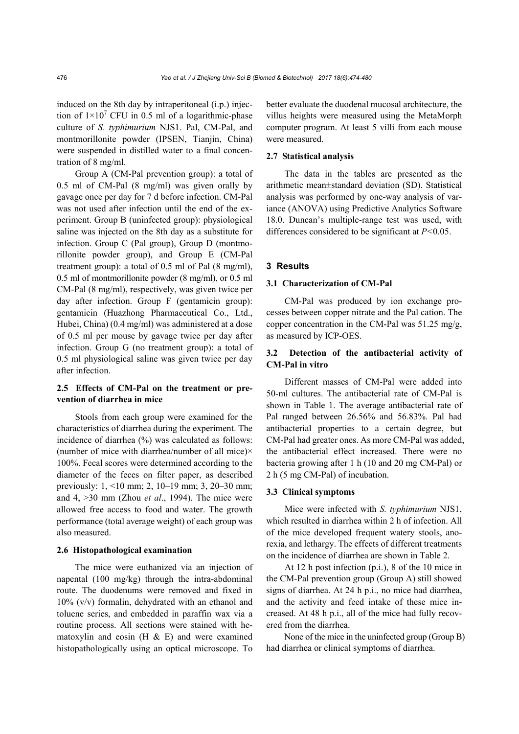induced on the 8th day by intraperitoneal (i.p.) injection of $1\times10^7$ CFU in 0.5 ml of a logarithmic-phase culture of *S. typhimurium* NJS1. Pal, CM-Pal, and montmorillonite powder (IPSEN, Tianjin, China) were suspended in distilled water to a final concentration of 8 mg/ml.

Group A (CM-Pal prevention group): a total of 0.5 ml of CM-Pal (8 mg/ml) was given orally by gavage once per day for 7 d before infection. CM-Pal was not used after infection until the end of the experiment. Group B (uninfected group): physiological saline was injected on the 8th day as a substitute for infection. Group C (Pal group), Group D (montmorillonite powder group), and Group E (CM-Pal treatment group): a total of 0.5 ml of Pal (8 mg/ml), 0.5 ml of montmorillonite powder (8 mg/ml), or 0.5 ml CM-Pal (8 mg/ml), respectively, was given twice per day after infection. Group F (gentamicin group): gentamicin (Huazhong Pharmaceutical Co., Ltd., Hubei, China) (0.4 mg/ml) was administered at a dose of 0.5 ml per mouse by gavage twice per day after infection. Group G (no treatment group): a total of 0.5 ml physiological saline was given twice per day after infection.

### 2.5 Effects of CM-Pal on the treatment or prevention of diarrhea in mice

Stools from each group were examined for the characteristics of diarrhea during the experiment. The incidence of diarrhea (%) was calculated as follows: (number of mice with diarrhea/number of all mice)× 100%. Fecal scores were determined according to the diameter of the feces on filter paper, as described previously: 1, <10 mm; 2, 10–19 mm; 3, 20–30 mm; and 4, >30 mm (Zhou *et al*., 1994). The mice were allowed free access to food and water. The growth performance (total average weight) of each group was also measured.

### 2.6 Histopathological examination

The mice were euthanized via an injection of napental (100 mg/kg) through the intra-abdominal route. The duodenums were removed and fixed in 10% (v/v) formalin, dehydrated with an ethanol and toluene series, and embedded in paraffin wax via a routine process. All sections were stained with hematoxylin and eosin (H & E) and were examined histopathologically using an optical microscope. To better evaluate the duodenal mucosal architecture, the villus heights were measured using the MetaMorph computer program. At least 5 villi from each mouse were measured.

### 2.7 Statistical analysis

The data in the tables are presented as the arithmetic mean±standard deviation (SD). Statistical analysis was performed by one-way analysis of variance (ANOVA) using Predictive Analytics Software 18.0. Duncan's multiple-range test was used, with differences considered to be significant at $P<0.05$.

## 3 Results

### 3.1 Characterization of CM-Pal

CM-Pal was produced by ion exchange processes between copper nitrate and the Pal cation. The copper concentration in the CM-Pal was 51.25 mg/g, as measured by ICP-OES.

### 3.2 Detection of the antibacterial activity of CM-Pal in vitro

Different masses of CM-Pal were added into 50-ml cultures. The antibacterial rate of CM-Pal is shown in Table 1. The average antibacterial rate of Pal ranged between 26.56% and 56.83%. Pal had antibacterial properties to a certain degree, but CM-Pal had greater ones. As more CM-Pal was added, the antibacterial effect increased. There were no bacteria growing after 1 h (10 and 20 mg CM-Pal) or 2 h (5 mg CM-Pal) of incubation.

### 3.3 Clinical symptoms

Mice were infected with *S. typhimurium* NJS1, which resulted in diarrhea within 2 h of infection. All of the mice developed frequent watery stools, anorexia, and lethargy. The effects of different treatments on the incidence of diarrhea are shown in Table 2.

At 12 h post infection (p.i.), 8 of the 10 mice in the CM-Pal prevention group (Group A) still showed signs of diarrhea. At 24 h p.i., no mice had diarrhea, and the activity and feed intake of these mice increased. At 48 h p.i., all of the mice had fully recovered from the diarrhea.

None of the mice in the uninfected group (Group B) had diarrhea or clinical symptoms of diarrhea.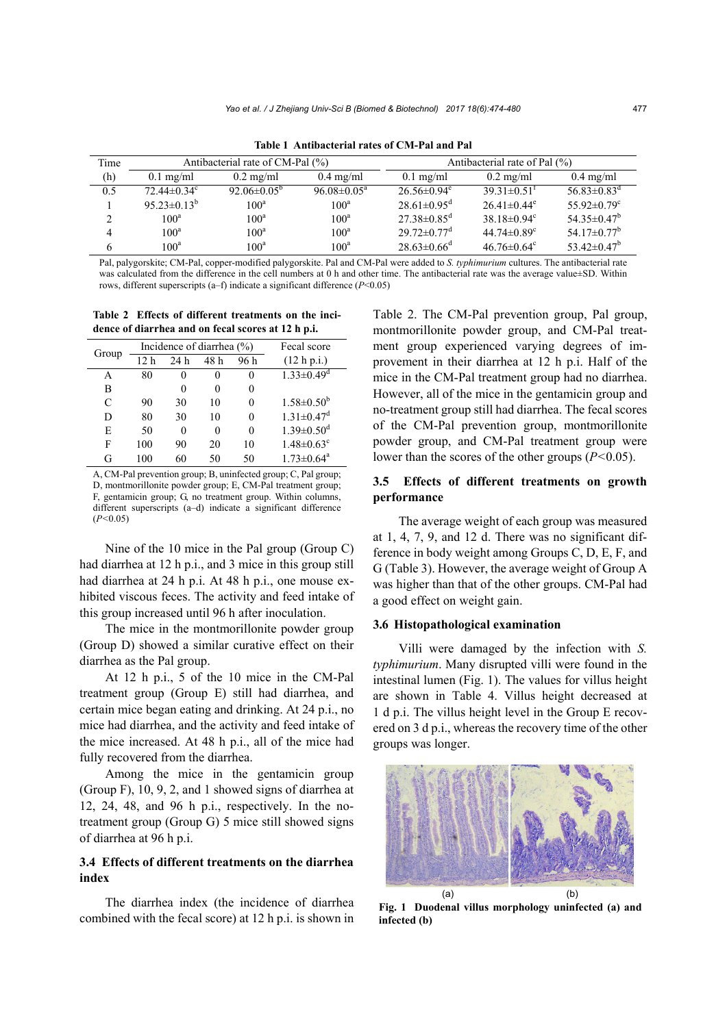**Table 1 Antibacterial rates of CM-Pal and Pal**

| Time (h) | Antibacterial rate of CM-Pal (%) | | | Antibacterial rate of Pal (%) | | |
|---|---|---|---|---|---|---|
| | 0.1 mg/ml | 0.2 mg/ml | 0.4 mg/ml | 0.1 mg/ml | 0.2 mg/ml | 0.4 mg/ml |
| 0.5 | 72.44±0.34[c] | 92.06±0.05[b] | 96.08±0.05[a] | 26.56±0.94[e] | 39.31±0.51[f] | 56.83±0.83[d] |
| 1 | 95.23±0.13[b] | 100[a] | 100[a] | 28.61±0.95[d] | 26.41±0.44[e] | 55.92±0.79[c] |
| 2 | 100[a] | 100[a] | 100[a] | 27.38±0.85[d] | 38.18±0.94[c] | 54.35±0.47[b] |
| 4 | 100[a] | 100[a] | 100[a] | 29.72±0.77[d] | 44.74±0.89[c] | 54.17±0.77[b] |
| 6 | 100[a] | 100[a] | 100[a] | 28.63±0.66[d] | 46.76±0.64[c] | 53.42±0.47[b] |

Pal, palygorskite; CM-Pal, copper-modified palygorskite. Pal and CM-Pal were added to *S. typhimurium* cultures. The antibacterial rate was calculated from the difference in the cell numbers at 0 h and other time. The antibacterial rate was the average value±SD. Within rows, different superscripts (a–f) indicate a significant difference ($P$<0.05)

**Table 2 Effects of different treatments on the incidence of diarrhea and on fecal scores at 12 h p.i.**

| Group | Incidence of diarrhea (%) | | | | Fecal score |
|---|---|---|---|---|---|
| | 12 h | 24 h | 48 h | 96 h | (12 h p.i.) |
| A | 80 | 0 | 0 | 0 | 1.33±0.49[d] |
| B | | 0 | 0 | 0 | |
| C | 90 | 30 | 10 | 0 | 1.58±0.50[b] |
| D | 80 | 30 | 10 | 0 | 1.31±0.47[d] |
| E | 50 | 0 | 0 | 0 | 1.39±0.50[d] |
| F | 100 | 90 | 20 | 10 | 1.48±0.63[c] |
| G | 100 | 60 | 50 | 50 | 1.73±0.64[a] |

A, CM-Pal prevention group; B, uninfected group; C, Pal group; D, montmorillonite powder group; E, CM-Pal treatment group; F, gentamicin group; G, no treatment group. Within columns, different superscripts (a–d) indicate a significant difference ($P$<0.05)

Nine of the 10 mice in the Pal group (Group C) had diarrhea at 12 h p.i., and 3 mice in this group still had diarrhea at 24 h p.i. At 48 h p.i., one mouse exhibited viscous feces. The activity and feed intake of this group increased until 96 h after inoculation.

The mice in the montmorillonite powder group (Group D) showed a similar curative effect on their diarrhea as the Pal group.

At 12 h p.i., 5 of the 10 mice in the CM-Pal treatment group (Group E) still had diarrhea, and certain mice began eating and drinking. At 24 p.i., no mice had diarrhea, and the activity and feed intake of the mice increased. At 48 h p.i., all of the mice had fully recovered from the diarrhea.

Among the mice in the gentamicin group (Group F), 10, 9, 2, and 1 showed signs of diarrhea at 12, 24, 48, and 96 h p.i., respectively. In the no-treatment group (Group G) 5 mice still showed signs of diarrhea at 96 h p.i.

### 3.4 Effects of different treatments on the diarrhea index

The diarrhea index (the incidence of diarrhea combined with the fecal score) at 12 h p.i. is shown in Table 2. The CM-Pal prevention group, Pal group, montmorillonite powder group, and CM-Pal treatment group experienced varying degrees of improvement in their diarrhea at 12 h p.i. Half of the mice in the CM-Pal treatment group had no diarrhea. However, all of the mice in the gentamicin group and no-treatment group still had diarrhea. The fecal scores of the CM-Pal prevention group, montmorillonite powder group, and CM-Pal treatment group were lower than the scores of the other groups ($P$<0.05).

### 3.5 Effects of different treatments on growth performance

The average weight of each group was measured at 1, 4, 7, 9, and 12 d. There was no significant difference in body weight among Groups C, D, E, F, and G (Table 3). However, the average weight of Group A was higher than that of the other groups. CM-Pal had a good effect on weight gain.

### 3.6 Histopathological examination

Villi were damaged by the infection with *S. typhimurium*. Many disrupted villi were found in the intestinal lumen (Fig. 1). The values for villus height are shown in Table 4. Villus height decreased at 1 d p.i. The villus height level in the Group E recovered on 3 d p.i., whereas the recovery time of the other groups was longer.

(a) (b)

**Fig. 1 Duodenal villus morphology uninfected (a) and infected (b)**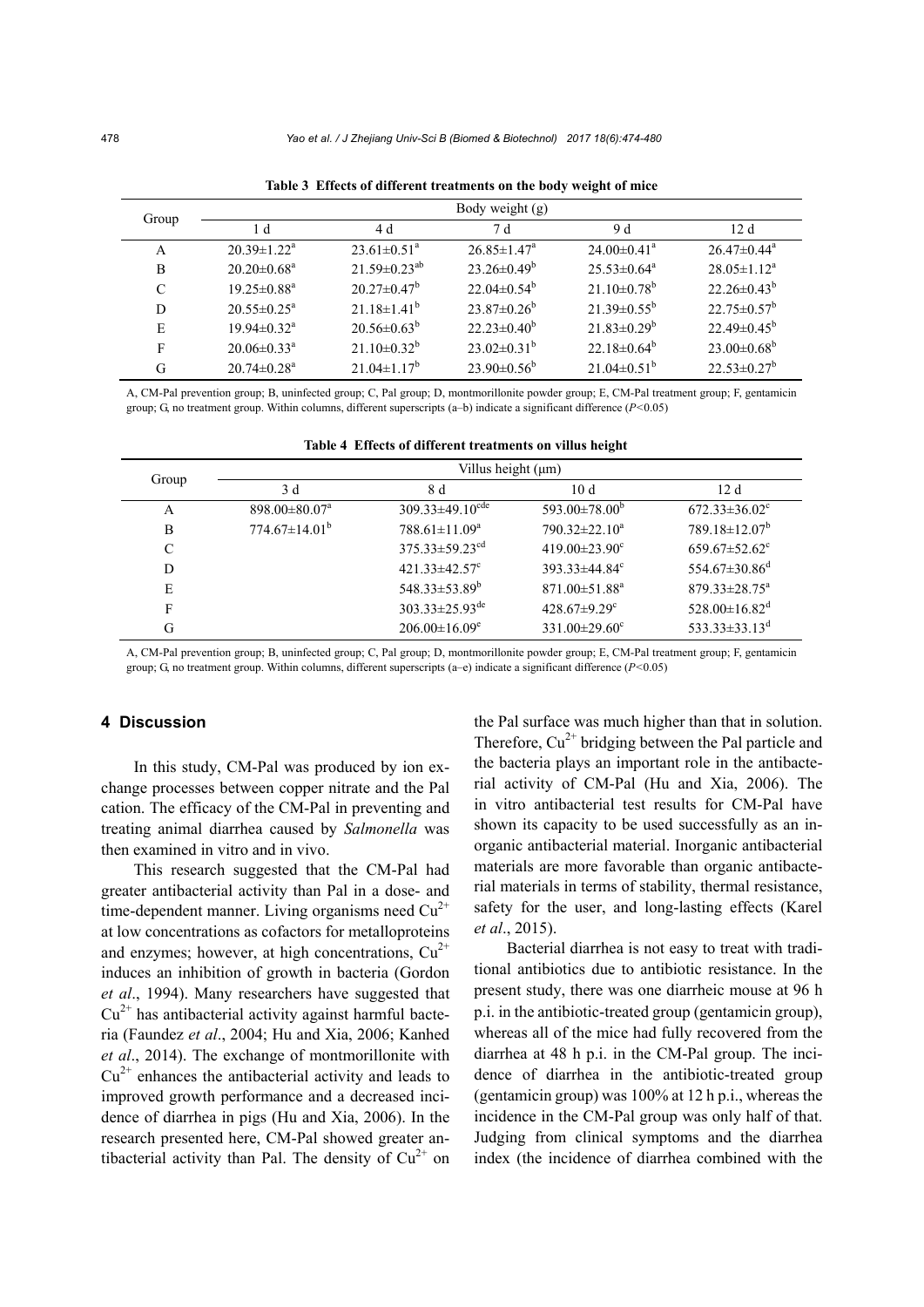**Table 3 Effects of different treatments on the body weight of mice**

| Group | Body weight (g) | | | | |
|---|---|---|---|---|---|
| | 1 d | 4 d | 7 d | 9 d | 12 d |
| A | $20.39±1.22^{a}$ | $23.61±0.51^{a}$ | $26.85±1.47^{a}$ | $24.00±0.41^{a}$ | $26.47±0.44^{a}$ |
| B | $20.20±0.68^{a}$ | $21.59±0.23^{ab}$ | $23.26±0.49^{b}$ | $25.53±0.64^{a}$ | $28.05±1.12^{a}$ |
| C | $19.25±0.88^{a}$ | $20.27±0.47^{b}$ | $22.04±0.54^{b}$ | $21.10±0.78^{b}$ | $22.26±0.43^{b}$ |
| D | $20.55±0.25^{a}$ | $21.18±1.41^{b}$ | $23.87±0.26^{b}$ | $21.39±0.55^{b}$ | $22.75±0.57^{b}$ |
| E | $19.94±0.32^{a}$ | $20.56±0.63^{b}$ | $22.23±0.40^{b}$ | $21.83±0.29^{b}$ | $22.49±0.45^{b}$ |
| F | $20.06±0.33^{a}$ | $21.10±0.32^{b}$ | $23.02±0.31^{b}$ | $22.18±0.64^{b}$ | $23.00±0.68^{b}$ |
| G | $20.74±0.28^{a}$ | $21.04±1.17^{b}$ | $23.90±0.56^{b}$ | $21.04±0.51^{b}$ | $22.53±0.27^{b}$ |

A, CM-Pal prevention group; B, uninfected group; C, Pal group; D, montmorillonite powder group; E, CM-Pal treatment group; F, gentamicin group; G, no treatment group. Within columns, different superscripts (a–b) indicate a significant difference ($P<0.05$)

**Table 4 Effects of different treatments on villus height**

| Group | Villus height (μm) | | | |
|---|---|---|---|---|
| | 3 d | 8 d | 10 d | 12 d |
| A | $898.00±80.07^{a}$ | $309.33±49.10^{cde}$ | $593.00±78.00^{b}$ | $672.33±36.02^{c}$ |
| B | $774.67±14.01^{b}$ | $788.61±11.09^{a}$ | $790.32±22.10^{a}$ | $789.18±12.07^{b}$ |
| C | | $375.33±59.23^{cd}$ | $419.00±23.90^{c}$ | $659.67±52.62^{c}$ |
| D | | $421.33±42.57^{c}$ | $393.33±44.84^{c}$ | $554.67±30.86^{d}$ |
| E | | $548.33±53.89^{b}$ | $871.00±51.88^{a}$ | $879.33±28.75^{a}$ |
| F | | $303.33±25.93^{de}$ | $428.67±9.29^{c}$ | $528.00±16.82^{d}$ |
| G | | $206.00±16.09^{e}$ | $331.00±29.60^{c}$ | $533.33±33.13^{d}$ |

A, CM-Pal prevention group; B, uninfected group; C, Pal group; D, montmorillonite powder group; E, CM-Pal treatment group; F, gentamicin group; G, no treatment group. Within columns, different superscripts (a–e) indicate a significant difference ($P<0.05$)

## 4 Discussion

In this study, CM-Pal was produced by ion exchange processes between copper nitrate and the Pal cation. The efficacy of the CM-Pal in preventing and treating animal diarrhea caused by *Salmonella* was then examined in vitro and in vivo.

This research suggested that the CM-Pal had greater antibacterial activity than Pal in a dose- and time-dependent manner. Living organisms need $Cu^{2+}$ at low concentrations as cofactors for metalloproteins and enzymes; however, at high concentrations, $Cu^{2+}$ induces an inhibition of growth in bacteria (Gordon *et al*., 1994). Many researchers have suggested that $Cu^{2+}$ has antibacterial activity against harmful bacteria (Faundez *et al*., 2004; Hu and Xia, 2006; Kanhed *et al*., 2014). The exchange of montmorillonite with $Cu^{2+}$ enhances the antibacterial activity and leads to improved growth performance and a decreased incidence of diarrhea in pigs (Hu and Xia, 2006). In the research presented here, CM-Pal showed greater antibacterial activity than Pal. The density of $Cu^{2+}$ on the Pal surface was much higher than that in solution. Therefore, $Cu^{2+}$ bridging between the Pal particle and the bacteria plays an important role in the antibacterial activity of CM-Pal (Hu and Xia, 2006). The in vitro antibacterial test results for CM-Pal have shown its capacity to be used successfully as an inorganic antibacterial material. Inorganic antibacterial materials are more favorable than organic antibacterial materials in terms of stability, thermal resistance, safety for the user, and long-lasting effects (Karel *et al*., 2015).

Bacterial diarrhea is not easy to treat with traditional antibiotics due to antibiotic resistance. In the present study, there was one diarrheic mouse at 96 h p.i. in the antibiotic-treated group (gentamicin group), whereas all of the mice had fully recovered from the diarrhea at 48 h p.i. in the CM-Pal group. The incidence of diarrhea in the antibiotic-treated group (gentamicin group) was 100% at 12 h p.i., whereas the incidence in the CM-Pal group was only half of that. Judging from clinical symptoms and the diarrhea index (the incidence of diarrhea combined with the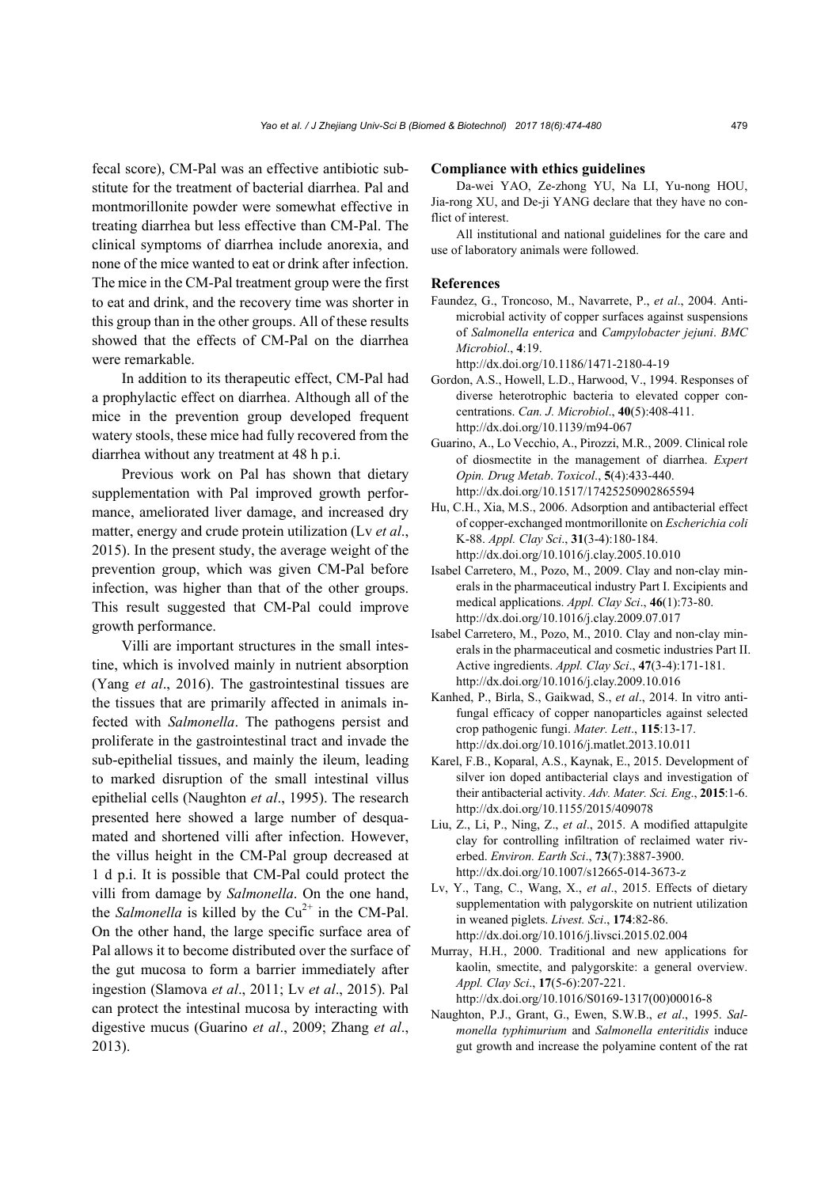fecal score), CM-Pal was an effective antibiotic substitute for the treatment of bacterial diarrhea. Pal and montmorillonite powder were somewhat effective in treating diarrhea but less effective than CM-Pal. The clinical symptoms of diarrhea include anorexia, and none of the mice wanted to eat or drink after infection. The mice in the CM-Pal treatment group were the first to eat and drink, and the recovery time was shorter in this group than in the other groups. All of these results showed that the effects of CM-Pal on the diarrhea were remarkable.

In addition to its therapeutic effect, CM-Pal had a prophylactic effect on diarrhea. Although all of the mice in the prevention group developed frequent watery stools, these mice had fully recovered from the diarrhea without any treatment at 48 h p.i.

Previous work on Pal has shown that dietary supplementation with Pal improved growth performance, ameliorated liver damage, and increased dry matter, energy and crude protein utilization (Lv *et al*., 2015). In the present study, the average weight of the prevention group, which was given CM-Pal before infection, was higher than that of the other groups. This result suggested that CM-Pal could improve growth performance.

Villi are important structures in the small intestine, which is involved mainly in nutrient absorption (Yang *et al*., 2016). The gastrointestinal tissues are the tissues that are primarily affected in animals infected with *Salmonella*. The pathogens persist and proliferate in the gastrointestinal tract and invade the sub-epithelial tissues, and mainly the ileum, leading to marked disruption of the small intestinal villus epithelial cells (Naughton *et al*., 1995). The research presented here showed a large number of desquamated and shortened villi after infection. However, the villus height in the CM-Pal group decreased at 1 d p.i. It is possible that CM-Pal could protect the villi from damage by *Salmonella*. On the one hand, the *Salmonella* is killed by the $Cu^{2+}$ in the CM-Pal. On the other hand, the large specific surface area of Pal allows it to become distributed over the surface of the gut mucosa to form a barrier immediately after ingestion (Slamova *et al*., 2011; Lv *et al*., 2015). Pal can protect the intestinal mucosa by interacting with digestive mucus (Guarino *et al*., 2009; Zhang *et al*., 2013).

## Compliance with ethics guidelines

Da-wei YAO, Ze-zhong YU, Na LI, Yu-nong HOU, Jia-rong XU, and De-ji YANG declare that they have no conflict of interest.

All institutional and national guidelines for the care and use of laboratory animals were followed.

## References

Faundez, G., Troncoso, M., Navarrete, P., *et al*., 2004. Antimicrobial activity of copper surfaces against suspensions of *Salmonella enterica* and *Campylobacter jejuni*. *BMC Microbiol*., **4**:19. http://dx.doi.org/10.1186/1471-2180-4-19

Gordon, A.S., Howell, L.D., Harwood, V., 1994. Responses of diverse heterotrophic bacteria to elevated copper concentrations. *Can. J. Microbiol*., **40**(5):408-411. http://dx.doi.org/10.1139/m94-067

Guarino, A., Lo Vecchio, A., Pirozzi, M.R., 2009. Clinical role of diosmectite in the management of diarrhea. *Expert Opin. Drug Metab*. *Toxicol*., **5**(4):433-440. http://dx.doi.org/10.1517/17425250902865594

Hu, C.H., Xia, M.S., 2006. Adsorption and antibacterial effect of copper-exchanged montmorillonite on *Escherichia coli* K-88. *Appl. Clay Sci*., **31**(3-4):180-184. http://dx.doi.org/10.1016/j.clay.2005.10.010

Isabel Carretero, M., Pozo, M., 2009. Clay and non-clay minerals in the pharmaceutical industry Part I. Excipients and medical applications. *Appl. Clay Sci*., **46**(1):73-80. http://dx.doi.org/10.1016/j.clay.2009.07.017

Isabel Carretero, M., Pozo, M., 2010. Clay and non-clay minerals in the pharmaceutical and cosmetic industries Part II. Active ingredients. *Appl. Clay Sci*., **47**(3-4):171-181. http://dx.doi.org/10.1016/j.clay.2009.10.016

Kanhed, P., Birla, S., Gaikwad, S., *et al*., 2014. In vitro antifungal efficacy of copper nanoparticles against selected crop pathogenic fungi. *Mater. Lett*., **115**:13-17. http://dx.doi.org/10.1016/j.matlet.2013.10.011

Karel, F.B., Koparal, A.S., Kaynak, E., 2015. Development of silver ion doped antibacterial clays and investigation of their antibacterial activity. *Adv. Mater. Sci. Eng*., **2015**:1-6. http://dx.doi.org/10.1155/2015/409078

Liu, Z., Li, P., Ning, Z., *et al*., 2015. A modified attapulgite clay for controlling infiltration of reclaimed water riverbed. *Environ. Earth Sci*., **73**(7):3887-3900. http://dx.doi.org/10.1007/s12665-014-3673-z

Lv, Y., Tang, C., Wang, X., *et al*., 2015. Effects of dietary supplementation with palygorskite on nutrient utilization in weaned piglets. *Livest. Sci*., **174**:82-86. http://dx.doi.org/10.1016/j.livsci.2015.02.004

Murray, H.H., 2000. Traditional and new applications for kaolin, smectite, and palygorskite: a general overview. *Appl. Clay Sci*., **17**(5-6):207-221. http://dx.doi.org/10.1016/S0169-1317(00)00016-8

Naughton, P.J., Grant, G., Ewen, S.W.B., *et al*., 1995. *Salmonella typhimurium* and *Salmonella enteritidis* induce gut growth and increase the polyamine content of the rat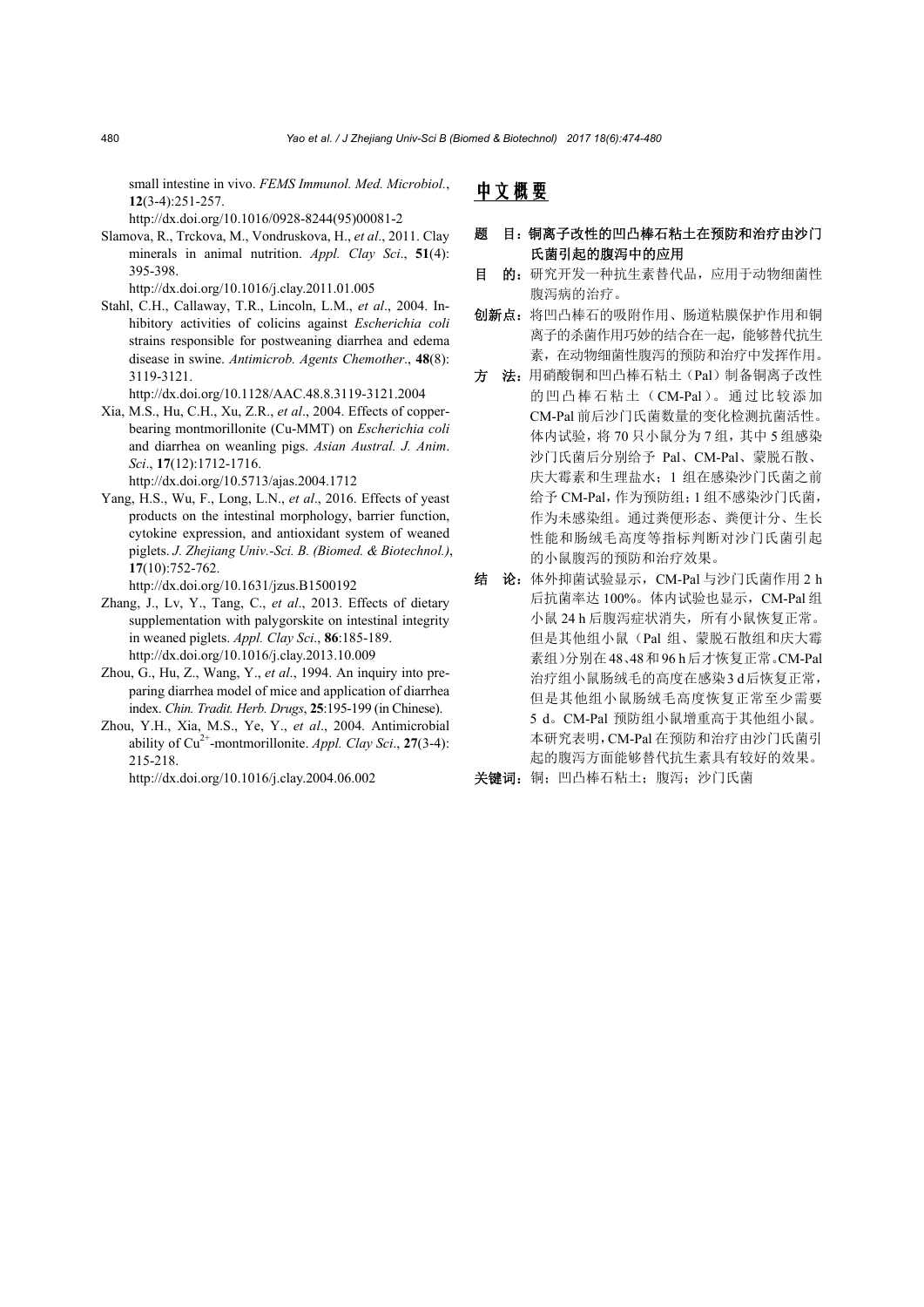small intestine in vivo. *FEMS Immunol. Med. Microbiol.*, **12**(3-4):251-257.
http://dx.doi.org/10.1016/0928-8244(95)00081-2

Slamova, R., Trckova, M., Vondruskova, H., *et al*., 2011. Clay minerals in animal nutrition. *Appl. Clay Sci*., **51**(4): 395-398.
http://dx.doi.org/10.1016/j.clay.2011.01.005

Stahl, C.H., Callaway, T.R., Lincoln, L.M., *et al*., 2004. Inhibitory activities of colicins against *Escherichia coli* strains responsible for postweaning diarrhea and edema disease in swine. *Antimicrob. Agents Chemother*., **48**(8): 3119-3121.
http://dx.doi.org/10.1128/AAC.48.8.3119-3121.2004

Xia, M.S., Hu, C.H., Xu, Z.R., *et al*., 2004. Effects of copper-bearing montmorillonite (Cu-MMT) on *Escherichia coli* and diarrhea on weanling pigs. *Asian Austral. J. Anim. Sci*., **17**(12):1712-1716.
http://dx.doi.org/10.5713/ajas.2004.1712

Yang, H.S., Wu, F., Long, L.N., *et al*., 2016. Effects of yeast products on the intestinal morphology, barrier function, cytokine expression, and antioxidant system of weaned piglets. *J. Zhejiang Univ.-Sci. B. (Biomed. & Biotechnol.)*, **17**(10):752-762.
http://dx.doi.org/10.1631/jzus.B1500192

Zhang, J., Lv, Y., Tang, C., *et al*., 2013. Effects of dietary supplementation with palygorskite on intestinal integrity in weaned piglets. *Appl. Clay Sci*., **86**:185-189.
http://dx.doi.org/10.1016/j.clay.2013.10.009

Zhou, G., Hu, Z., Wang, Y., *et al*., 1994. An inquiry into preparing diarrhea model of mice and application of diarrhea index. *Chin. Tradit. Herb. Drugs*, **25**:195-199 (in Chinese).

Zhou, Y.H., Xia, M.S., Ye, Y., *et al*., 2004. Antimicrobial ability of $Cu^{2+}$-montmorillonite. *Appl. Clay Sci*., **27**(3-4): 215-218.
http://dx.doi.org/10.1016/j.clay.2004.06.002

## 中文概要

**题　目：铜离子改性的凹凸棒石粘土在预防和治疗由沙门氏菌引起的腹泻中的应用**

**目　的：**研究开发一种抗生素替代品，应用于动物细菌性腹泻病的治疗。

**创新点：**将凹凸棒石的吸附作用、肠道粘膜保护作用和铜离子的杀菌作用巧妙的结合在一起，能够替代抗生素，在动物细菌性腹泻的预防和治疗中发挥作用。

**方　法：**用硝酸铜和凹凸棒石粘土（Pal）制备铜离子改性的凹凸棒石粘土（CM-Pal）。通过比较添加CM-Pal前后沙门氏菌数量的变化检测抗菌活性。体内试验，将70只小鼠分为7组，其中5组感染沙门氏菌后分别给予 Pal、CM-Pal、蒙脱石散、庆大霉素和生理盐水；1组在感染沙门氏菌之前给予CM-Pal，作为预防组；1组不感染沙门氏菌，作为未感染组。通过粪便形态、粪便计分、生长性能和肠绒毛高度等指标判断对沙门氏菌引起的小鼠腹泻的预防和治疗效果。

**结　论：**体外抑菌试验显示，CM-Pal与沙门氏菌作用2 h后抗菌率达100%。体内试验也显示，CM-Pal组小鼠24 h后腹泻症状消失，所有小鼠恢复正常。但是其他组小鼠（Pal组、蒙脱石散组和庆大霉素组）分别在48、48和96 h后才恢复正常。CM-Pal治疗组小鼠肠绒毛的高度在感染3 d后恢复正常，但是其他组小鼠肠绒毛高度恢复正常至少需要5 d。CM-Pal预防组小鼠增重高于其他组小鼠。本研究表明，CM-Pal在预防和治疗由沙门氏菌引起的腹泻方面能够替代抗生素具有较好的效果。

**关键词：**铜；凹凸棒粘土；腹泻；沙门氏菌